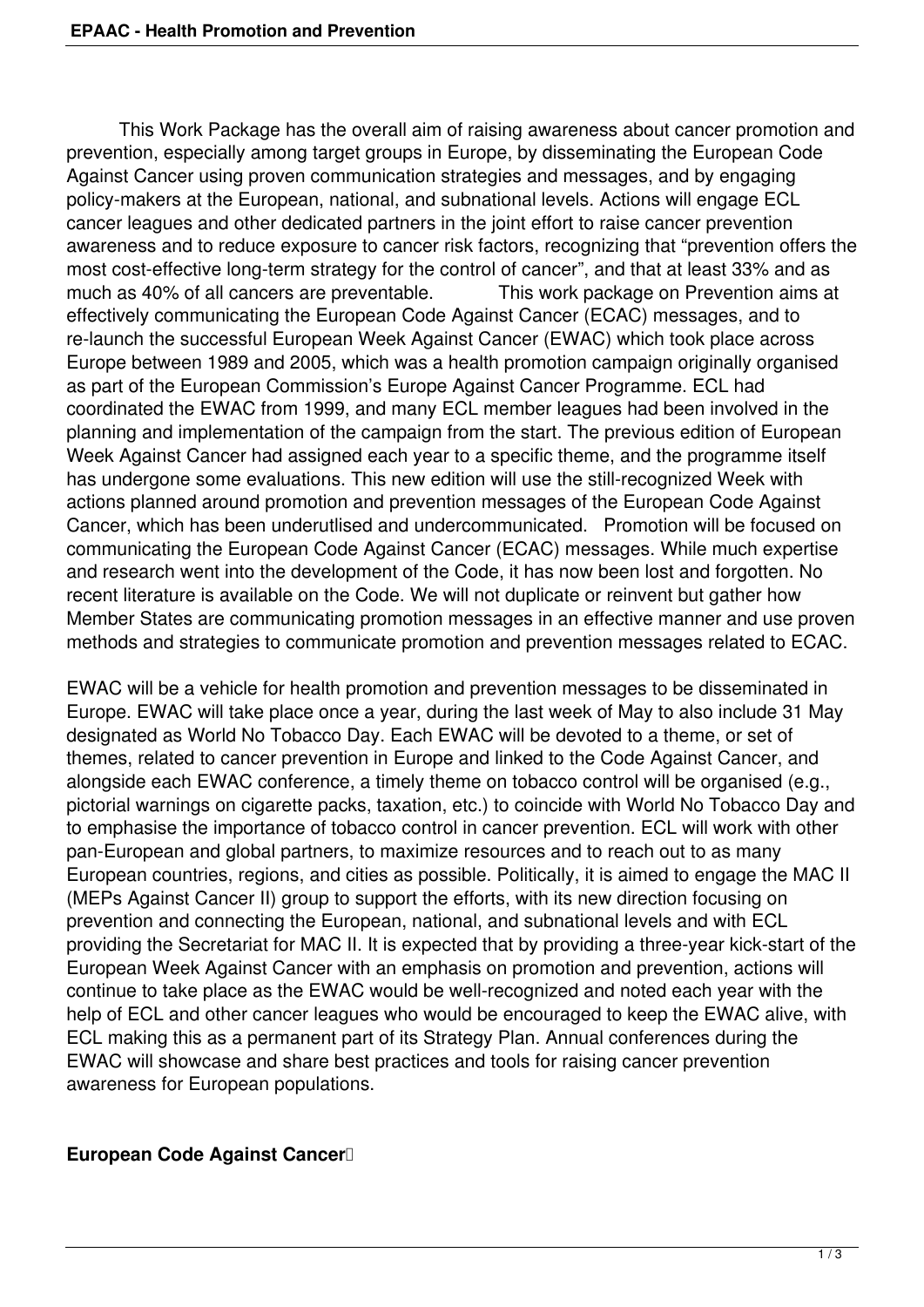This Work Package has the overall aim of raising awareness about cancer promotion and prevention, especially among target groups in Europe, by disseminating the European Code Against Cancer using proven communication strategies and messages, and by engaging policy-makers at the European, national, and subnational levels. Actions will engage ECL cancer leagues and other dedicated partners in the joint effort to raise cancer prevention awareness and to reduce exposure to cancer risk factors, recognizing that "prevention offers the most cost-effective long-term strategy for the control of cancer", and that at least 33% and as much as 40% of all cancers are preventable. This work package on Prevention aims at effectively communicating the European Code Against Cancer (ECAC) messages, and to re-launch the successful European Week Against Cancer (EWAC) which took place across Europe between 1989 and 2005, which was a health promotion campaign originally organised as part of the European Commission's Europe Against Cancer Programme. ECL had coordinated the EWAC from 1999, and many ECL member leagues had been involved in the planning and implementation of the campaign from the start. The previous edition of European Week Against Cancer had assigned each year to a specific theme, and the programme itself has undergone some evaluations. This new edition will use the still-recognized Week with actions planned around promotion and prevention messages of the European Code Against Cancer, which has been underutlised and undercommunicated. Promotion will be focused on communicating the European Code Against Cancer (ECAC) messages. While much expertise and research went into the development of the Code, it has now been lost and forgotten. No recent literature is available on the Code. We will not duplicate or reinvent but gather how Member States are communicating promotion messages in an effective manner and use proven methods and strategies to communicate promotion and prevention messages related to ECAC.

EWAC will be a vehicle for health promotion and prevention messages to be disseminated in Europe. EWAC will take place once a year, during the last week of May to also include 31 May designated as World No Tobacco Day. Each EWAC will be devoted to a theme, or set of themes, related to cancer prevention in Europe and linked to the Code Against Cancer, and alongside each EWAC conference, a timely theme on tobacco control will be organised (e.g., pictorial warnings on cigarette packs, taxation, etc.) to coincide with World No Tobacco Day and to emphasise the importance of tobacco control in cancer prevention. ECL will work with other pan-European and global partners, to maximize resources and to reach out to as many European countries, regions, and cities as possible. Politically, it is aimed to engage the MAC II (MEPs Against Cancer II) group to support the efforts, with its new direction focusing on prevention and connecting the European, national, and subnational levels and with ECL providing the Secretariat for MAC II. It is expected that by providing a three-year kick-start of the European Week Against Cancer with an emphasis on promotion and prevention, actions will continue to take place as the EWAC would be well-recognized and noted each year with the help of ECL and other cancer leagues who would be encouraged to keep the EWAC alive, with ECL making this as a permanent part of its Strategy Plan. Annual conferences during the EWAC will showcase and share best practices and tools for raising cancer prevention awareness for European populations.

**European Code Against Cancer**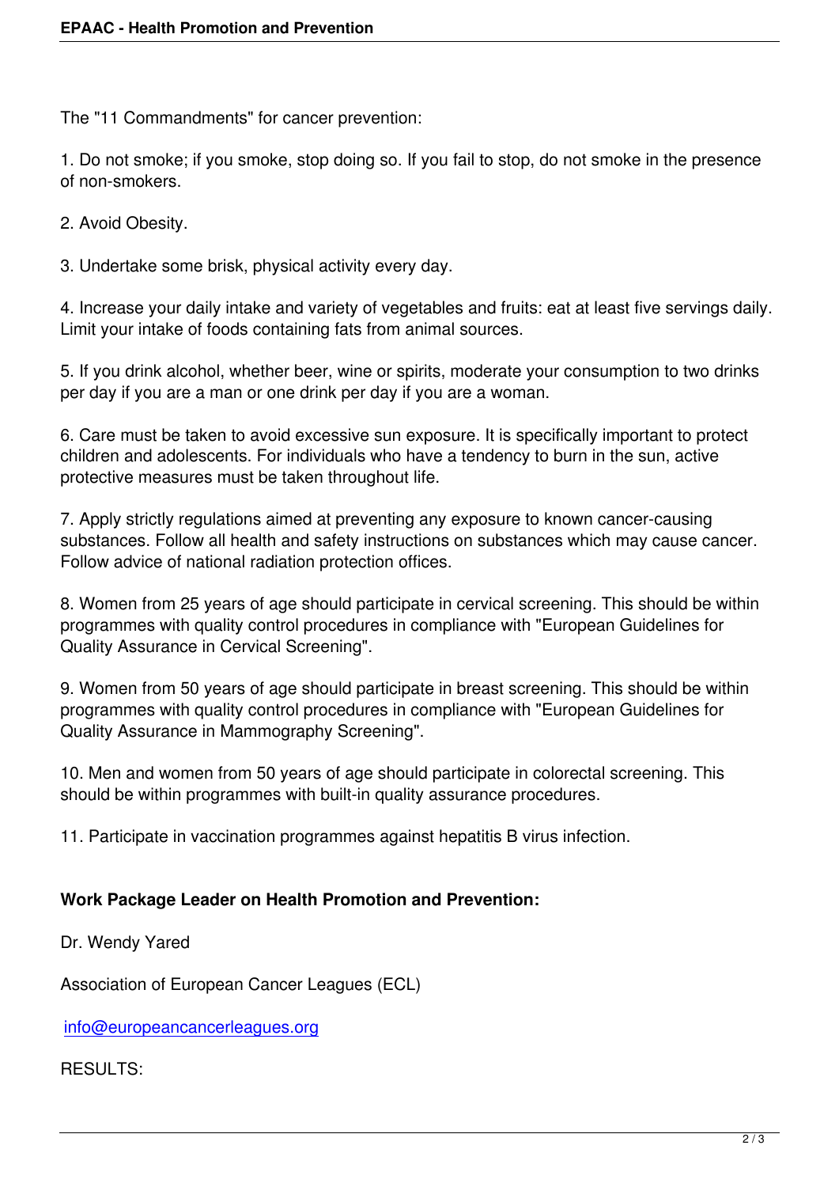The "11 Commandments" for cancer prevention:

1. Do not smoke; if you smoke, stop doing so. If you fail to stop, do not smoke in the presence of non-smokers.

2. Avoid Obesity.

3. Undertake some brisk, physical activity every day.

4. Increase your daily intake and variety of vegetables and fruits: eat at least five servings daily. Limit your intake of foods containing fats from animal sources.

5. If you drink alcohol, whether beer, wine or spirits, moderate your consumption to two drinks per day if you are a man or one drink per day if you are a woman.

6. Care must be taken to avoid excessive sun exposure. It is specifically important to protect children and adolescents. For individuals who have a tendency to burn in the sun, active protective measures must be taken throughout life.

7. Apply strictly regulations aimed at preventing any exposure to known cancer-causing substances. Follow all health and safety instructions on substances which may cause cancer. Follow advice of national radiation protection offices.

8. Women from 25 years of age should participate in cervical screening. This should be within programmes with quality control procedures in compliance with "European Guidelines for Quality Assurance in Cervical Screening".

9. Women from 50 years of age should participate in breast screening. This should be within programmes with quality control procedures in compliance with "European Guidelines for Quality Assurance in Mammography Screening".

10. Men and women from 50 years of age should participate in colorectal screening. This should be within programmes with built-in quality assurance procedures.

11. Participate in vaccination programmes against hepatitis B virus infection.

**Work Package Leader on Health Promotion and Prevention:**

Dr. Wendy Yared

Association of European Cancer Leagues (ECL)

info@europeancancerleagues.org

RESULTS: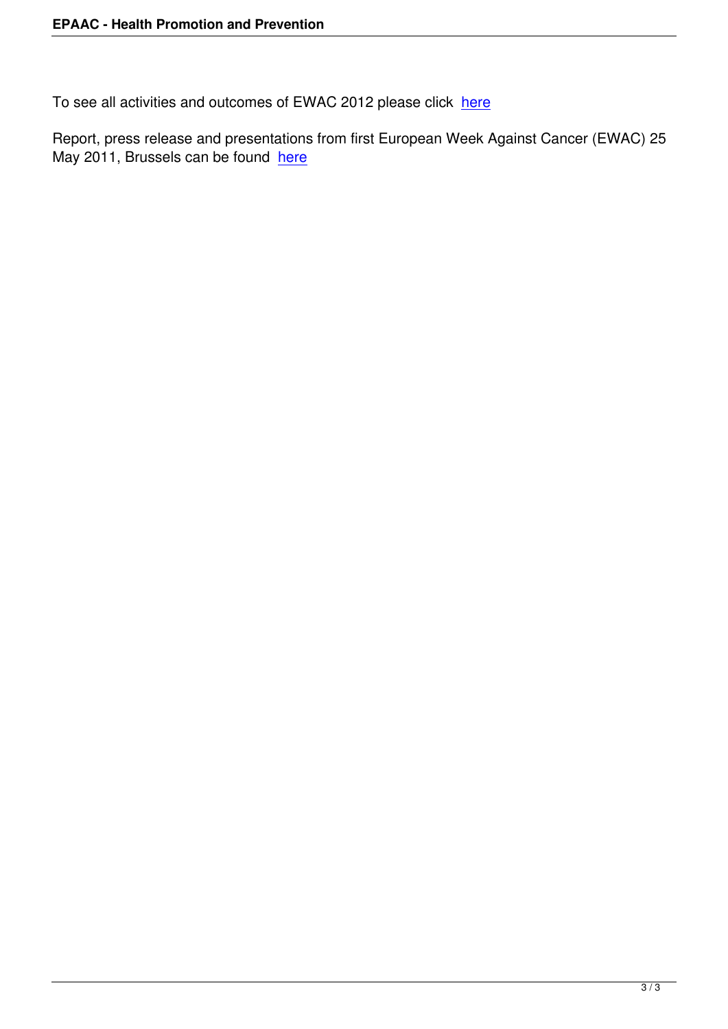To see all activities and outcomes of EWAC 2012 please click here

Report, press release and presentations from first European Week Against Cancer (EWAC) 25 May 2011, Brussels can be found here